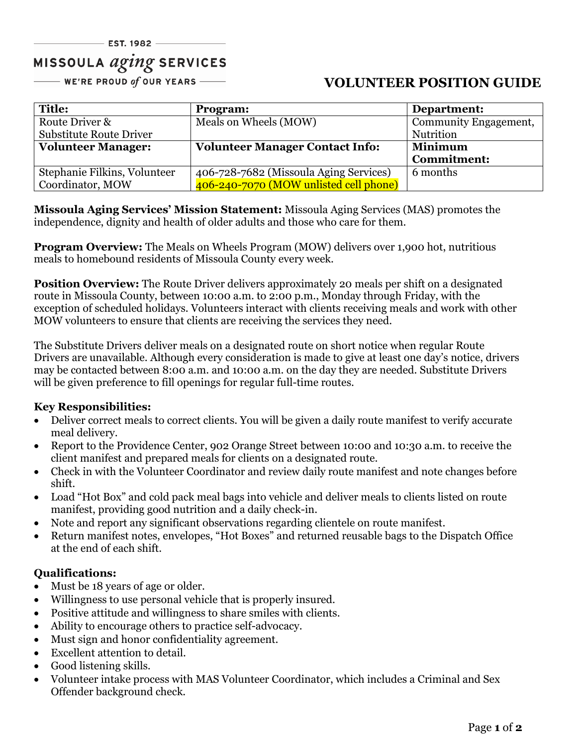EST. 1982

MISSOULA *aging* SERVICES

WE'RE PROUD *of* OUR YEARS

# VOLUNTEER POSITION GUIDE

| **Title:** | **Program:** | **Department:** |
|---|---|---|
| Route Driver & Substitute Route Driver | Meals on Wheels (MOW) | Community Engagement, Nutrition |
| **Volunteer Manager:** | **Volunteer Manager Contact Info:** | **Minimum Commitment:** |
| Stephanie Filkins, Volunteer Coordinator, MOW | 406-728-7682 (Missoula Aging Services) 406-240-7070 (MOW unlisted cell phone) | 6 months |

**Missoula Aging Services' Mission Statement:** Missoula Aging Services (MAS) promotes the independence, dignity and health of older adults and those who care for them.

**Program Overview:** The Meals on Wheels Program (MOW) delivers over 1,900 hot, nutritious meals to homebound residents of Missoula County every week.

**Position Overview:** The Route Driver delivers approximately 20 meals per shift on a designated route in Missoula County, between 10:00 a.m. to 2:00 p.m., Monday through Friday, with the exception of scheduled holidays. Volunteers interact with clients receiving meals and work with other MOW volunteers to ensure that clients are receiving the services they need.

The Substitute Drivers deliver meals on a designated route on short notice when regular Route Drivers are unavailable. Although every consideration is made to give at least one day's notice, drivers may be contacted between 8:00 a.m. and 10:00 a.m. on the day they are needed. Substitute Drivers will be given preference to fill openings for regular full-time routes.

### Key Responsibilities:

- Deliver correct meals to correct clients. You will be given a daily route manifest to verify accurate meal delivery.
- Report to the Providence Center, 902 Orange Street between 10:00 and 10:30 a.m. to receive the client manifest and prepared meals for clients on a designated route.
- Check in with the Volunteer Coordinator and review daily route manifest and note changes before shift.
- Load "Hot Box" and cold pack meal bags into vehicle and deliver meals to clients listed on route manifest, providing good nutrition and a daily check-in.
- Note and report any significant observations regarding clientele on route manifest.
- Return manifest notes, envelopes, "Hot Boxes" and returned reusable bags to the Dispatch Office at the end of each shift.

### Qualifications:

- Must be 18 years of age or older.
- Willingness to use personal vehicle that is properly insured.
- Positive attitude and willingness to share smiles with clients.
- Ability to encourage others to practice self-advocacy.
- Must sign and honor confidentiality agreement.
- Excellent attention to detail.
- Good listening skills.
- Volunteer intake process with MAS Volunteer Coordinator, which includes a Criminal and Sex Offender background check.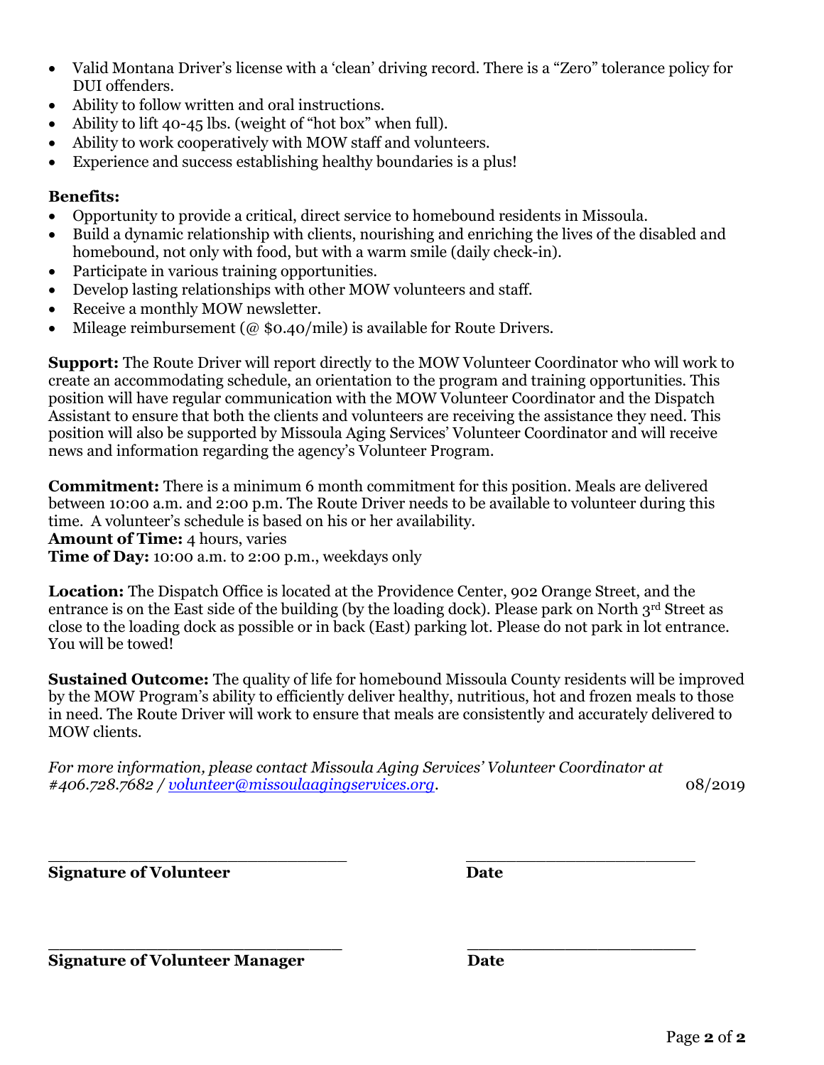- Valid Montana Driver's license with a 'clean' driving record. There is a "Zero" tolerance policy for DUI offenders.
- Ability to follow written and oral instructions.
- Ability to lift 40-45 lbs. (weight of "hot box" when full).
- Ability to work cooperatively with MOW staff and volunteers.
- Experience and success establishing healthy boundaries is a plus!

**Benefits:**

- Opportunity to provide a critical, direct service to homebound residents in Missoula.
- Build a dynamic relationship with clients, nourishing and enriching the lives of the disabled and homebound, not only with food, but with a warm smile (daily check-in).
- Participate in various training opportunities.
- Develop lasting relationships with other MOW volunteers and staff.
- Receive a monthly MOW newsletter.
- Mileage reimbursement (@ $0.40/mile) is available for Route Drivers.

**Support:** The Route Driver will report directly to the MOW Volunteer Coordinator who will work to create an accommodating schedule, an orientation to the program and training opportunities. This position will have regular communication with the MOW Volunteer Coordinator and the Dispatch Assistant to ensure that both the clients and volunteers are receiving the assistance they need. This position will also be supported by Missoula Aging Services' Volunteer Coordinator and will receive news and information regarding the agency's Volunteer Program.

**Commitment:** There is a minimum 6 month commitment for this position. Meals are delivered between 10:00 a.m. and 2:00 p.m. The Route Driver needs to be available to volunteer during this time. A volunteer's schedule is based on his or her availability.
**Amount of Time:** 4 hours, varies
**Time of Day:** 10:00 a.m. to 2:00 p.m., weekdays only

**Location:** The Dispatch Office is located at the Providence Center, 902 Orange Street, and the entrance is on the East side of the building (by the loading dock). Please park on North 3rd Street as close to the loading dock as possible or in back (East) parking lot. Please do not park in lot entrance. You will be towed!

**Sustained Outcome:** The quality of life for homebound Missoula County residents will be improved by the MOW Program's ability to efficiently deliver healthy, nutritious, hot and frozen meals to those in need. The Route Driver will work to ensure that meals are consistently and accurately delivered to MOW clients.

*For more information, please contact Missoula Aging Services' Volunteer Coordinator at #406.728.7682 / [volunteer@missoulaagingservices.org](mailto:volunteer@missoulaagingservices.org).* 08/2019

______________________________ ______________________

**Signature of Volunteer** **Date**

______________________________ ______________________

**Signature of Volunteer Manager** **Date**